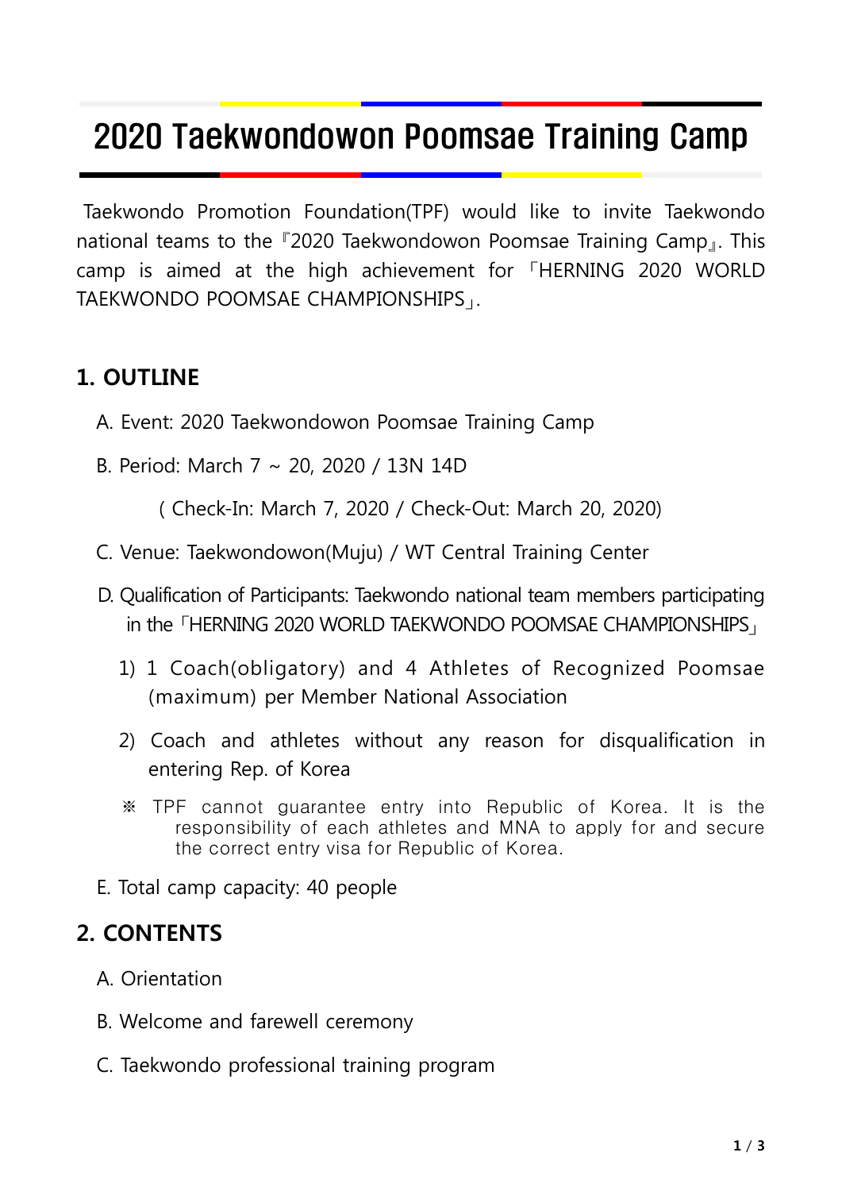# 2020 Taekwondowon Poomsae Training Camp

Taekwondo Promotion Foundation(TPF) would like to invite Taekwondo national teams to the『2020 Taekwondowon Poomsae Training Camp』. This camp is aimed at the high achievement for「HERNING 2020 WORLD TAEKWONDO POOMSAE CHAMPIONSHIPS」.

## 1. OUTLINE

A. Event: 2020 Taekwondowon Poomsae Training Camp

B. Period: March 7 ~ 20, 2020 / 13N 14D

( Check-In: March 7, 2020 / Check-Out: March 20, 2020)

C. Venue: Taekwondowon(Muju) / WT Central Training Center

D. Qualification of Participants: Taekwondo national team members participating in the「HERNING 2020 WORLD TAEKWONDO POOMSAE CHAMPIONSHIPS」

1) 1 Coach(obligatory) and 4 Athletes of Recognized Poomsae (maximum) per Member National Association

2) Coach and athletes without any reason for disqualification in entering Rep. of Korea

※ TPF cannot guarantee entry into Republic of Korea. It is the responsibility of each athletes and MNA to apply for and secure the correct entry visa for Republic of Korea.

E. Total camp capacity: 40 people

## 2. CONTENTS

A. Orientation

B. Welcome and farewell ceremony

C. Taekwondo professional training program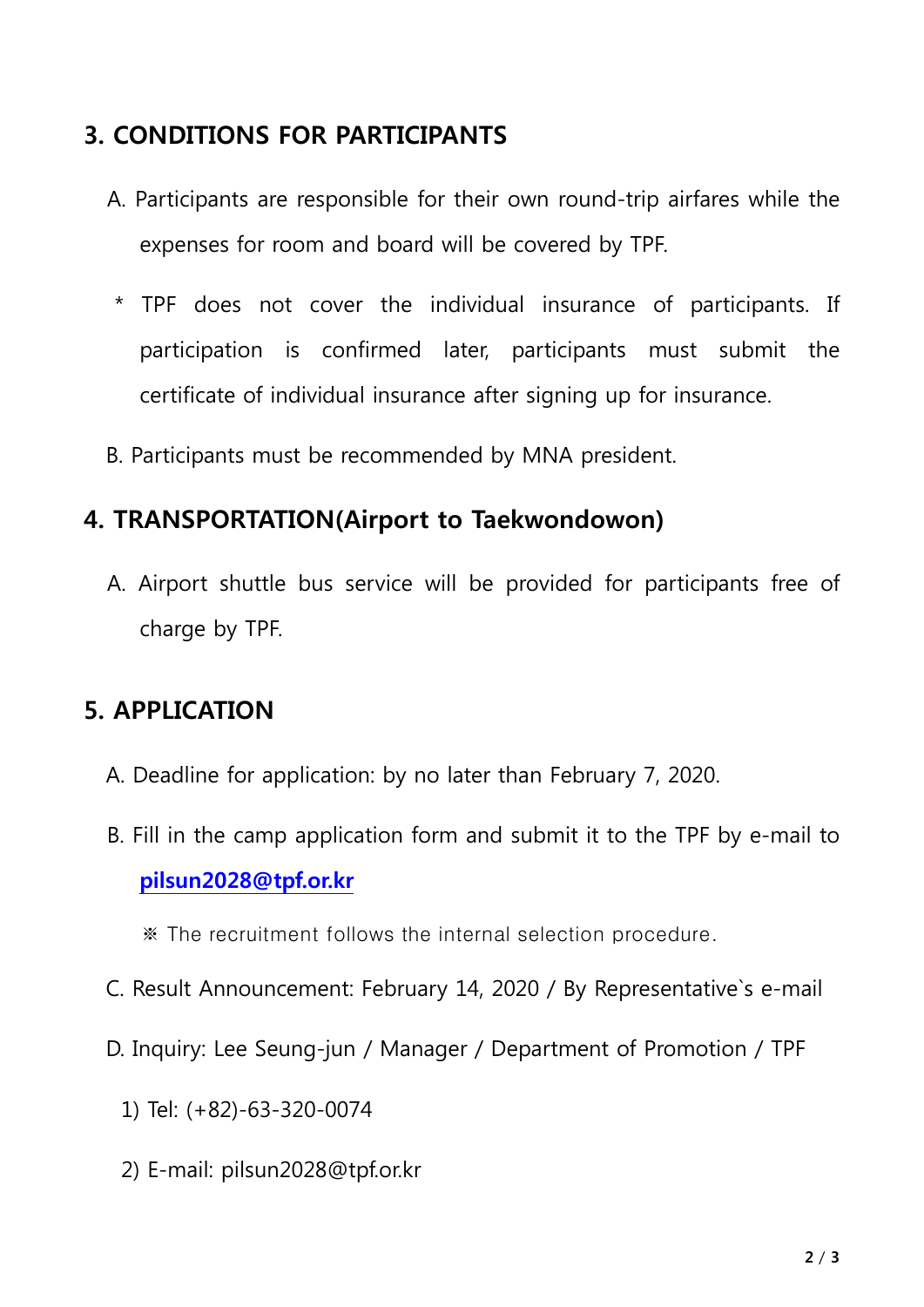## 3. CONDITIONS FOR PARTICIPANTS

A. Participants are responsible for their own round-trip airfares while the expenses for room and board will be covered by TPF.

\* TPF does not cover the individual insurance of participants. If participation is confirmed later, participants must submit the certificate of individual insurance after signing up for insurance.

B. Participants must be recommended by MNA president.

## 4. TRANSPORTATION(Airport to Taekwondowon)

A. Airport shuttle bus service will be provided for participants free of charge by TPF.

## 5. APPLICATION

A. Deadline for application: by no later than February 7, 2020.

B. Fill in the camp application form and submit it to the TPF by e-mail to **pilsun2028@tpf.or.kr**

※ The recruitment follows the internal selection procedure.

C. Result Announcement: February 14, 2020 / By Representative`s e-mail

D. Inquiry: Lee Seung-jun / Manager / Department of Promotion / TPF

1) Tel: (+82)-63-320-0074

2) E-mail: pilsun2028@tpf.or.kr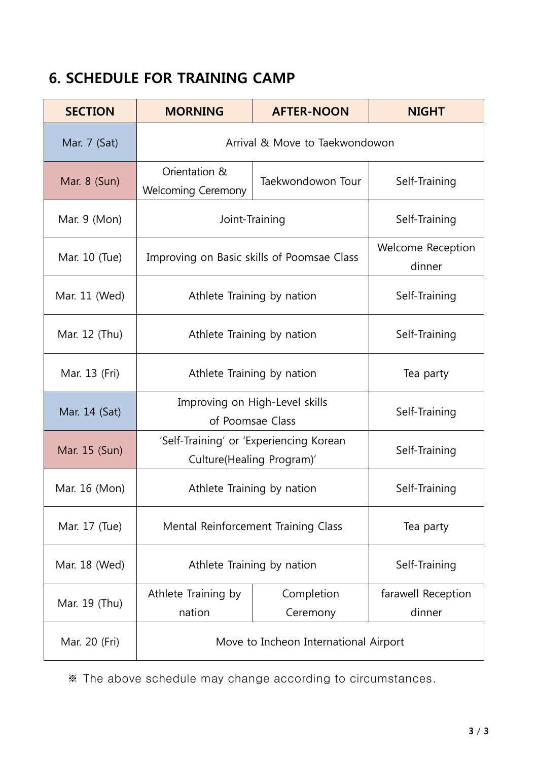## 6. SCHEDULE FOR TRAINING CAMP

| SECTION | MORNING | AFTER-NOON | NIGHT |
|---|---|---|---|
| Mar. 7 (Sat) | Arrival & Move to Taekwondowon | | |
| Mar. 8 (Sun) | Orientation & Welcoming Ceremony | Taekwondowon Tour | Self-Training |
| Mar. 9 (Mon) | Joint-Training | | Self-Training |
| Mar. 10 (Tue) | Improving on Basic skills of Poomsae Class | | Welcome Reception dinner |
| Mar. 11 (Wed) | Athlete Training by nation | | Self-Training |
| Mar. 12 (Thu) | Athlete Training by nation | | Self-Training |
| Mar. 13 (Fri) | Athlete Training by nation | | Tea party |
| Mar. 14 (Sat) | Improving on High-Level skills of Poomsae Class | | Self-Training |
| Mar. 15 (Sun) | 'Self-Training' or 'Experiencing Korean Culture(Healing Program)' | | Self-Training |
| Mar. 16 (Mon) | Athlete Training by nation | | Self-Training |
| Mar. 17 (Tue) | Mental Reinforcement Training Class | | Tea party |
| Mar. 18 (Wed) | Athlete Training by nation | | Self-Training |
| Mar. 19 (Thu) | Athlete Training by nation | Completion Ceremony | farawell Reception dinner |
| Mar. 20 (Fri) | Move to Incheon International Airport | | |

※ The above schedule may change according to circumstances.